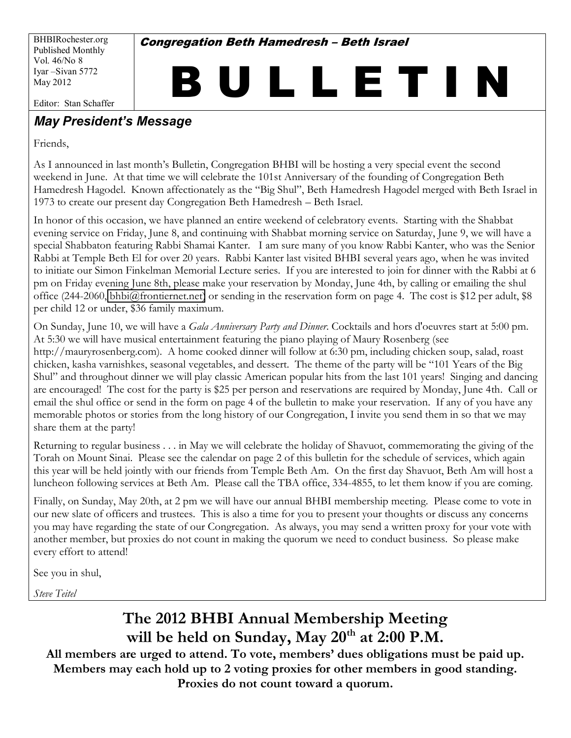BHBIRochester.org
Published Monthly
Vol. 46/No 8
Iyar –Sivan 5772
May 2012

Editor: Stan Schaffer

**Congregation Beth Hamedresh – Beth Israel**

# B U L L E T I N

## *May President's Message*

Friends,

As I announced in last month's Bulletin, Congregation BHBI will be hosting a very special event the second weekend in June. At that time we will celebrate the 101st Anniversary of the founding of Congregation Beth Hamedresh Hagodel. Known affectionately as the "Big Shul", Beth Hamedresh Hagodel merged with Beth Israel in 1973 to create our present day Congregation Beth Hamedresh – Beth Israel.

In honor of this occasion, we have planned an entire weekend of celebratory events. Starting with the Shabbat evening service on Friday, June 8, and continuing with Shabbat morning service on Saturday, June 9, we will have a special Shabbaton featuring Rabbi Shamai Kanter. I am sure many of you know Rabbi Kanter, who was the Senior Rabbi at Temple Beth El for over 20 years. Rabbi Kanter last visited BHBI several years ago, when he was invited to initiate our Simon Finkelman Memorial Lecture series. If you are interested to join for dinner with the Rabbi at 6 pm on Friday evening June 8th, please make your reservation by Monday, June 4th, by calling or emailing the shul office (244-2060, bhbi@frontiernet.net) or sending in the reservation form on page 4. The cost is $12 per adult, $8 per child 12 or under, $36 family maximum.

On Sunday, June 10, we will have a *Gala Anniversary Party and Dinner*. Cocktails and hors d'oeuvres start at 5:00 pm. At 5:30 we will have musical entertainment featuring the piano playing of Maury Rosenberg (see http://mauryrosenberg.com). A home cooked dinner will follow at 6:30 pm, including chicken soup, salad, roast chicken, kasha varnishkes, seasonal vegetables, and dessert. The theme of the party will be "101 Years of the Big Shul" and throughout dinner we will play classic American popular hits from the last 101 years! Singing and dancing are encouraged! The cost for the party is $25 per person and reservations are required by Monday, June 4th. Call or email the shul office or send in the form on page 4 of the bulletin to make your reservation. If any of you have any memorable photos or stories from the long history of our Congregation, I invite you send them in so that we may share them at the party!

Returning to regular business . . . in May we will celebrate the holiday of Shavuot, commemorating the giving of the Torah on Mount Sinai. Please see the calendar on page 2 of this bulletin for the schedule of services, which again this year will be held jointly with our friends from Temple Beth Am. On the first day Shavuot, Beth Am will host a luncheon following services at Beth Am. Please call the TBA office, 334-4855, to let them know if you are coming.

Finally, on Sunday, May 20th, at 2 pm we will have our annual BHBI membership meeting. Please come to vote in our new slate of officers and trustees. This is also a time for you to present your thoughts or discuss any concerns you may have regarding the state of our Congregation. As always, you may send a written proxy for your vote with another member, but proxies do not count in making the quorum we need to conduct business. So please make every effort to attend!

See you in shul,

*Steve Teitel*

## The 2012 BHBI Annual Membership Meeting will be held on Sunday, May 20th at 2:00 P.M.

**All members are urged to attend. To vote, members' dues obligations must be paid up. Members may each hold up to 2 voting proxies for other members in good standing. Proxies do not count toward a quorum.**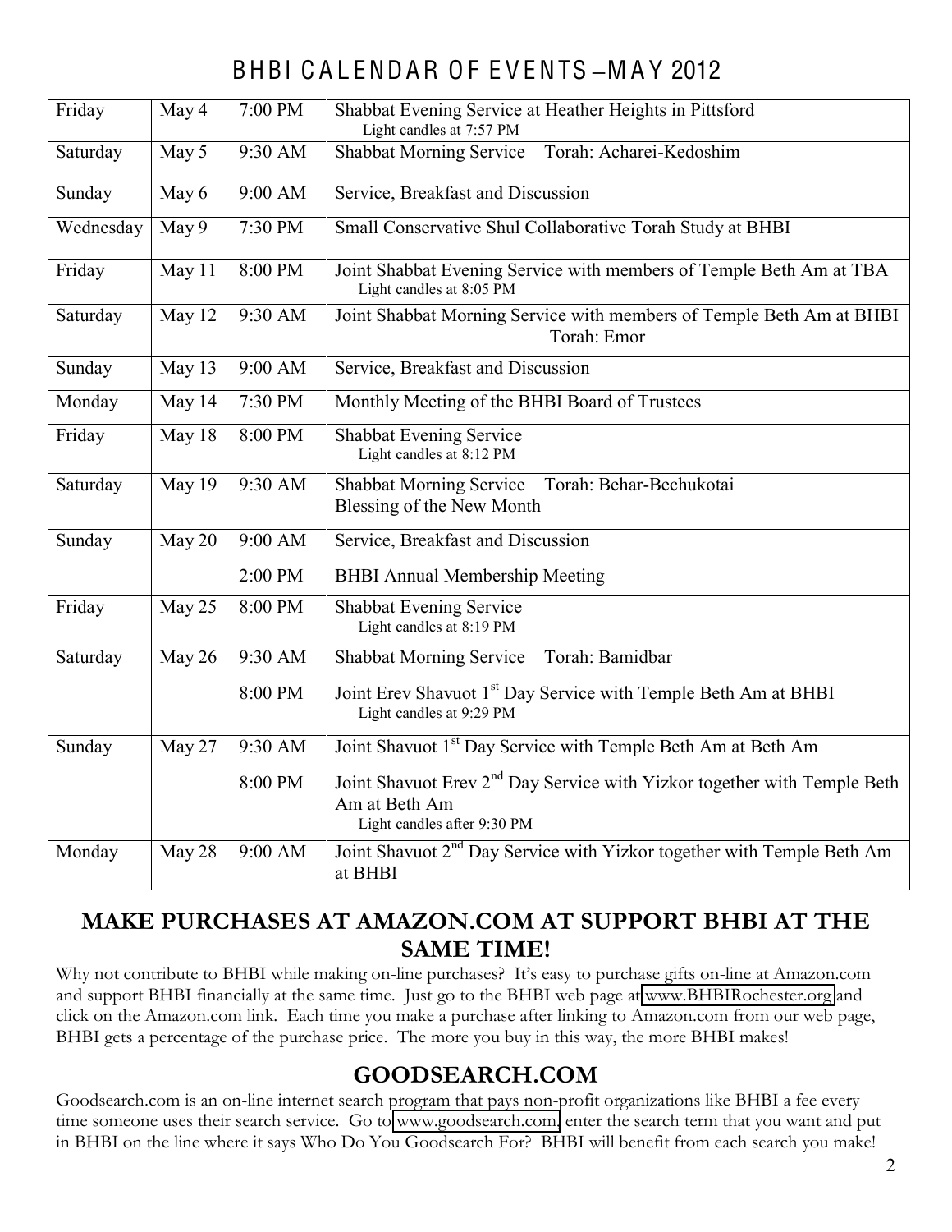# BHBI CALENDAR OF EVENTS – MAY 2012

| | | | |
|---|---|---|---|
| Friday | May 4 | 7:00 PM | Shabbat Evening Service at Heather Heights in Pittsford<br>Light candles at 7:57 PM |
| Saturday | May 5 | 9:30 AM | Shabbat Morning Service Torah: Acharei-Kedoshim |
| Sunday | May 6 | 9:00 AM | Service, Breakfast and Discussion |
| Wednesday | May 9 | 7:30 PM | Small Conservative Shul Collaborative Torah Study at BHBI |
| Friday | May 11 | 8:00 PM | Joint Shabbat Evening Service with members of Temple Beth Am at TBA<br>Light candles at 8:05 PM |
| Saturday | May 12 | 9:30 AM | Joint Shabbat Morning Service with members of Temple Beth Am at BHBI<br>Torah: Emor |
| Sunday | May 13 | 9:00 AM | Service, Breakfast and Discussion |
| Monday | May 14 | 7:30 PM | Monthly Meeting of the BHBI Board of Trustees |
| Friday | May 18 | 8:00 PM | Shabbat Evening Service<br>Light candles at 8:12 PM |
| Saturday | May 19 | 9:30 AM | Shabbat Morning Service Torah: Behar-Bechukotai<br>Blessing of the New Month |
| Sunday | May 20 | 9:00 AM<br>2:00 PM | Service, Breakfast and Discussion<br>BHBI Annual Membership Meeting |
| Friday | May 25 | 8:00 PM | Shabbat Evening Service<br>Light candles at 8:19 PM |
| Saturday | May 26 | 9:30 AM<br>8:00 PM | Shabbat Morning Service Torah: Bamidbar<br>Joint Erev Shavuot 1st Day Service with Temple Beth Am at BHBI<br>Light candles at 9:29 PM |
| Sunday | May 27 | 9:30 AM<br>8:00 PM | Joint Shavuot 1st Day Service with Temple Beth Am at Beth Am<br>Joint Shavuot Erev 2nd Day Service with Yizkor together with Temple Beth Am at Beth Am<br>Light candles after 9:30 PM |
| Monday | May 28 | 9:00 AM | Joint Shavuot 2nd Day Service with Yizkor together with Temple Beth Am at BHBI |

## MAKE PURCHASES AT AMAZON.COM AT SUPPORT BHBI AT THE SAME TIME!

Why not contribute to BHBI while making on-line purchases? It's easy to purchase gifts on-line at Amazon.com and support BHBI financially at the same time. Just go to the BHBI web page at www.BHBIRochester.org and click on the Amazon.com link. Each time you make a purchase after linking to Amazon.com from our web page, BHBI gets a percentage of the purchase price. The more you buy in this way, the more BHBI makes!

## GOODSEARCH.COM

Goodsearch.com is an on-line internet search program that pays non-profit organizations like BHBI a fee every time someone uses their search service. Go to www.goodsearch.com, enter the search term that you want and put in BHBI on the line where it says Who Do You Goodsearch For? BHBI will benefit from each search you make!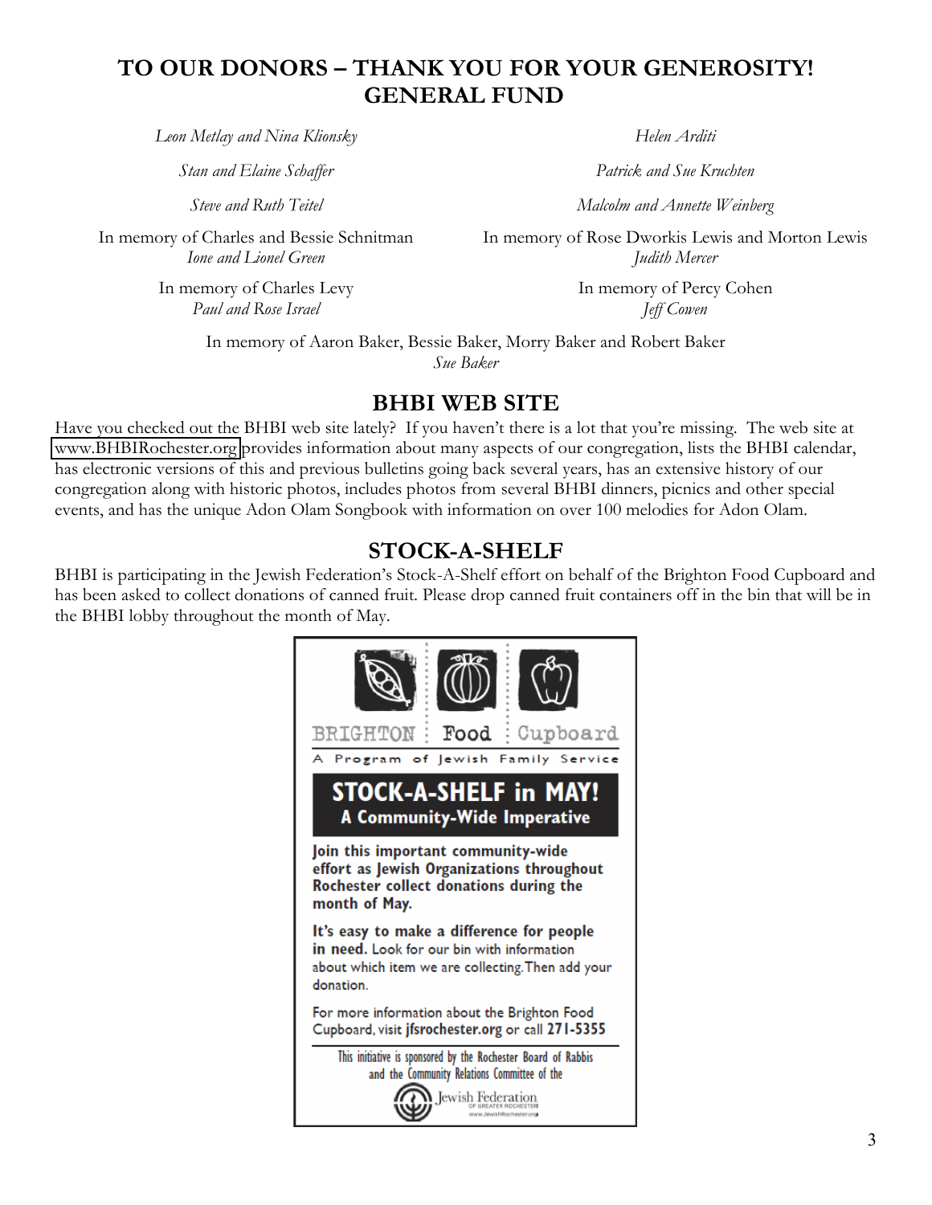# TO OUR DONORS – THANK YOU FOR YOUR GENEROSITY!
# GENERAL FUND

*Leon Metlay and Nina Klionsky*

*Helen Arditi*

*Stan and Elaine Schaffer*

*Patrick and Sue Kruchten*

*Steve and Ruth Teitel*

*Malcolm and Annette Weinberg*

In memory of Charles and Bessie Schnitman
*Ione and Lionel Green*

In memory of Rose Dworkis Lewis and Morton Lewis
*Judith Mercer*

In memory of Charles Levy
*Paul and Rose Israel*

In memory of Percy Cohen
*Jeff Cowen*

In memory of Aaron Baker, Bessie Baker, Morry Baker and Robert Baker
*Sue Baker*

## BHBI WEB SITE

Have you checked out the BHBI web site lately? If you haven't there is a lot that you're missing. The web site at www.BHBIRochester.org provides information about many aspects of our congregation, lists the BHBI calendar, has electronic versions of this and previous bulletins going back several years, has an extensive history of our congregation along with historic photos, includes photos from several BHBI dinners, picnics and other special events, and has the unique Adon Olam Songbook with information on over 100 melodies for Adon Olam.

## STOCK-A-SHELF

BHBI is participating in the Jewish Federation's Stock-A-Shelf effort on behalf of the Brighton Food Cupboard and has been asked to collect donations of canned fruit. Please drop canned fruit containers off in the bin that will be in the BHBI lobby throughout the month of May.

BRIGHTON Food Cupboard

A Program of Jewish Family Service

**STOCK-A-SHELF in MAY!**
**A Community-Wide Imperative**

**Join this important community-wide effort as Jewish Organizations throughout Rochester collect donations during the month of May.**

**It's easy to make a difference for people in need.** Look for our bin with information about which item we are collecting. Then add your donation.

For more information about the Brighton Food Cupboard, visit **jfsrochester.org** or call **271-5355**

This initiative is sponsored by the Rochester Board of Rabbis and the Community Relations Committee of the Jewish Federation of Greater Rochester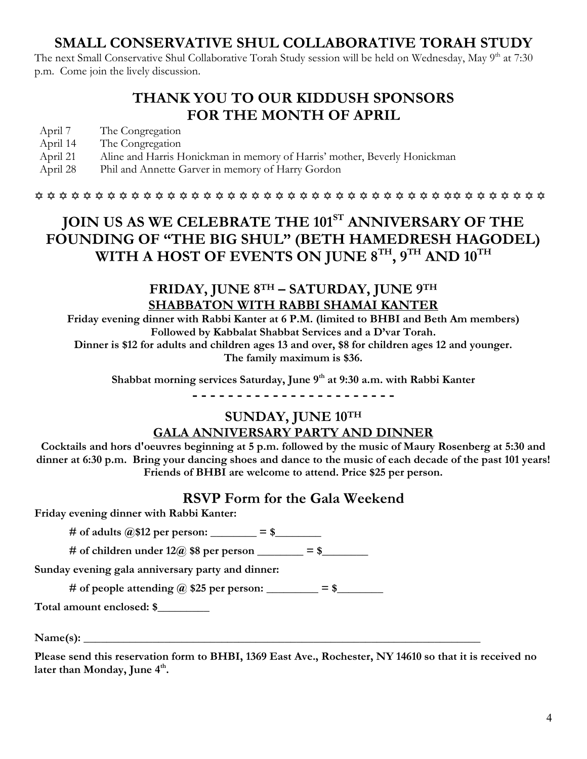## SMALL CONSERVATIVE SHUL COLLABORATIVE TORAH STUDY

The next Small Conservative Shul Collaborative Torah Study session will be held on Wednesday, May 9th at 7:30 p.m. Come join the lively discussion.

## THANK YOU TO OUR KIDDUSH SPONSORS FOR THE MONTH OF APRIL

| | |
|---|---|
| April 7 | The Congregation |
| April 14 | The Congregation |
| April 21 | Aline and Harris Honickman in memory of Harris' mother, Beverly Honickman |
| April 28 | Phil and Annette Garver in memory of Harry Gordon |

✡ ✡ ✡ ✡ ✡ ✡ ✡ ✡ ✡ ✡ ✡ ✡ ✡ ✡ ✡ ✡ ✡ ✡ ✡ ✡ ✡ ✡ ✡ ✡ ✡ ✡ ✡ ✡ ✡ ✡ ✡ ✡ ✡ ✡ ✡ ✡ ✡ ✡ ✡ ✡ ✡ ✡ ✡ ✡ ✡

## JOIN US AS WE CELEBRATE THE 101ST ANNIVERSARY OF THE FOUNDING OF "THE BIG SHUL" (BETH HAMEDRESH HAGODEL) WITH A HOST OF EVENTS ON JUNE 8TH, 9TH AND 10TH

### FRIDAY, JUNE 8TH – SATURDAY, JUNE 9TH

**SHABBATON WITH RABBI SHAMAI KANTER**

**Friday evening dinner with Rabbi Kanter at 6 P.M. (limited to BHBI and Beth Am members)**
**Followed by Kabbalat Shabbat Services and a D'var Torah.**
**Dinner is $12 for adults and children ages 13 and over, $8 for children ages 12 and younger.**
**The family maximum is $36.**

**Shabbat morning services Saturday, June 9th at 9:30 a.m. with Rabbi Kanter**

\- - - - - - - - - - - - - - - - - - - - - - -

### SUNDAY, JUNE 10TH

**GALA ANNIVERSARY PARTY AND DINNER**

**Cocktails and hors d'oeuvres beginning at 5 p.m. followed by the music of Maury Rosenberg at 5:30 and dinner at 6:30 p.m. Bring your dancing shoes and dance to the music of each decade of the past 101 years! Friends of BHBI are welcome to attend. Price $25 per person.**

### RSVP Form for the Gala Weekend

**Friday evening dinner with Rabbi Kanter:**

**# of adults @$12 per person: ________ = $________**

**# of children under 12@ $8 per person ________ = $________**

**Sunday evening gala anniversary party and dinner:**

**# of people attending @ $25 per person: _________ = $________**

**Total amount enclosed: $_________**

**Name(s): ________________________________________________________________________**

**Please send this reservation form to BHBI, 1369 East Ave., Rochester, NY 14610 so that it is received no later than Monday, June 4th.**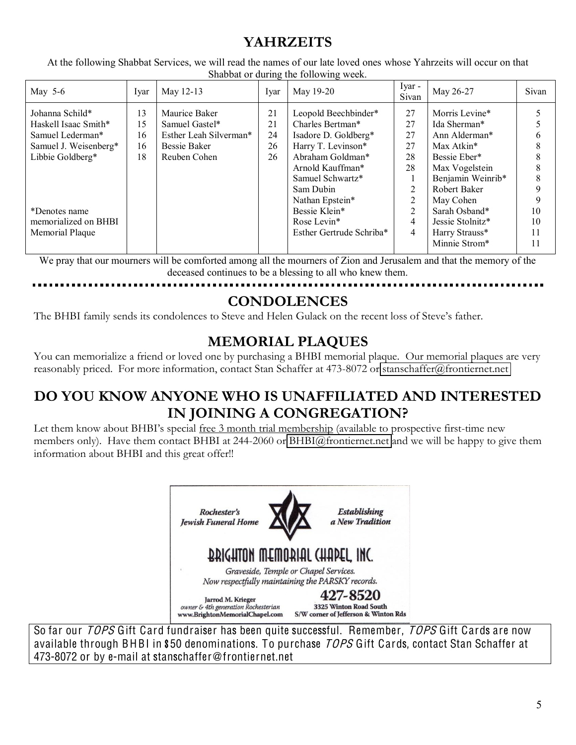## YAHRZEITS

At the following Shabbat Services, we will read the names of our late loved ones whose Yahrzeits will occur on that Shabbat or during the following week.

| May 5-6 | Iyar | May 12-13 | Iyar | May 19-20 | Iyar - Sivan | May 26-27 | Sivan |
|---|---|---|---|---|---|---|---|
| Johanna Schild* | 13 | Maurice Baker | 21 | Leopold Beechbinder* | 27 | Morris Levine* | 5 |
| Haskell Isaac Smith* | 15 | Samuel Gastel* | 21 | Charles Bertman* | 27 | Ida Sherman* | 5 |
| Samuel Lederman* | 16 | Esther Leah Silverman* | 24 | Isadore D. Goldberg* | 27 | Ann Alderman* | 6 |
| Samuel J. Weisenberg* | 16 | Bessie Baker | 26 | Harry T. Levinson* | 27 | Max Atkin* | 8 |
| Libbie Goldberg* | 18 | Reuben Cohen | 26 | Bessie Eber* | 28 | Bessie Eber* | 8 |
| | | | | Arnold Kauffman* | 28 | Max Vogelstein | 8 |
| | | | | Samuel Schwartz* | 1 | Benjamin Weinrib* | 8 |
| | | | | Sam Dubin | 2 | Robert Baker | 9 |
| | | | | Nathan Epstein* | 2 | May Cohen | 9 |
| *Denotes name | | | | Bessie Klein* | 2 | Sarah Osband* | 10 |
| memorialized on BHBI | | | | Rose Levin* | 4 | Jessie Stolnitz* | 10 |
| Memorial Plaque | | | | Esther Gertrude Schriba* | 4 | Harry Strauss* | 11 |
| | | | | | | Minnie Strom* | 11 |

We pray that our mourners will be comforted among all the mourners of Zion and Jerusalem and that the memory of the deceased continues to be a blessing to all who knew them.

## CONDOLENCES

The BHBI family sends its condolences to Steve and Helen Gulack on the recent loss of Steve's father.

## MEMORIAL PLAQUES

You can memorialize a friend or loved one by purchasing a BHBI memorial plaque. Our memorial plaques are very reasonably priced. For more information, contact Stan Schaffer at 473-8072 or stanschaffer@frontiernet.net

## DO YOU KNOW ANYONE WHO IS UNAFFILIATED AND INTERESTED IN JOINING A CONGREGATION?

Let them know about BHBI's special free 3 month trial membership (available to prospective first-time new members only). Have them contact BHBI at 244-2060 or BHBI@frontiernet.net and we will be happy to give them information about BHBI and this great offer!!

*Rochester's Jewish Funeral Home* — *Establishing a New Tradition*

**BRIGHTON MEMORIAL CHAPEL, INC.**

*Graveside, Temple or Chapel Services.*
*Now respectfully maintaining the PARSKY records.*

Jarrod M. Krieger
*owner & 4th generation Rochesterian*
www.BrightonMemorialChapel.com

**427-8520**
3325 Winton Road South
S/W corner of Jefferson & Winton Rds

So far our *TOPS* Gift Card fundraiser has been quite successful. Remember, *TOPS* Gift Cards are now available through BHBI in $50 denominations. To purchase *TOPS* Gift Cards, contact Stan Schaffer at 473-8072 or by e-mail at stanschaffer@frontiernet.net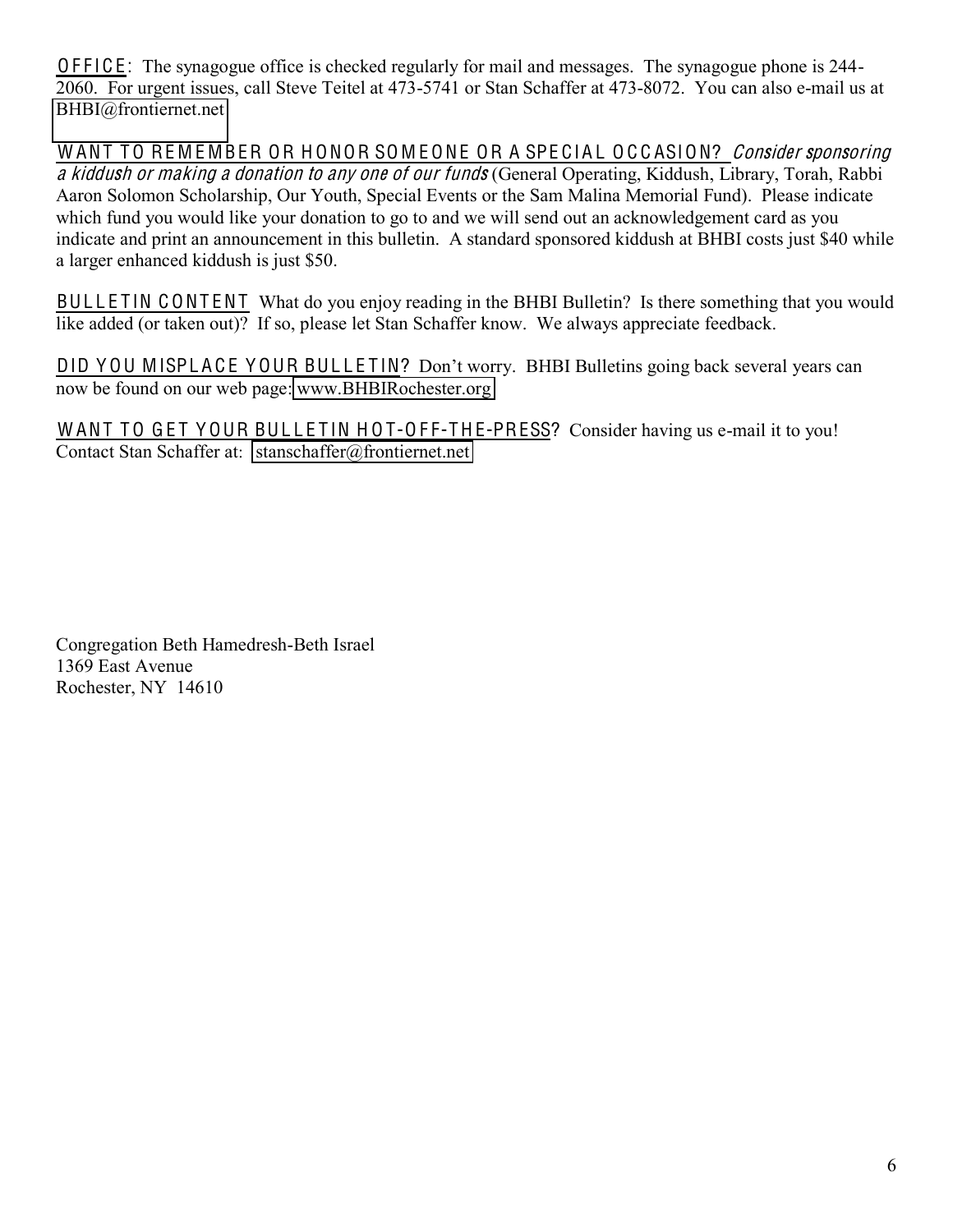OFFICE: The synagogue office is checked regularly for mail and messages. The synagogue phone is 244-2060. For urgent issues, call Steve Teitel at 473-5741 or Stan Schaffer at 473-8072. You can also e-mail us at BHBI@frontiernet.net

WANT TO REMEMBER OR HONOR SOMEONE OR A SPECIAL OCCASION? *Consider sponsoring a kiddush or making a donation to any one of our funds* (General Operating, Kiddush, Library, Torah, Rabbi Aaron Solomon Scholarship, Our Youth, Special Events or the Sam Malina Memorial Fund). Please indicate which fund you would like your donation to go to and we will send out an acknowledgement card as you indicate and print an announcement in this bulletin. A standard sponsored kiddush at BHBI costs just $40 while a larger enhanced kiddush is just $50.

BULLETIN CONTENT What do you enjoy reading in the BHBI Bulletin? Is there something that you would like added (or taken out)? If so, please let Stan Schaffer know. We always appreciate feedback.

DID YOU MISPLACE YOUR BULLETIN? Don't worry. BHBI Bulletins going back several years can now be found on our web page: www.BHBIRochester.org

WANT TO GET YOUR BULLETIN HOT-OFF-THE-PRESS? Consider having us e-mail it to you! Contact Stan Schaffer at: stanschaffer@frontiernet.net

Congregation Beth Hamedresh-Beth Israel
1369 East Avenue
Rochester, NY 14610